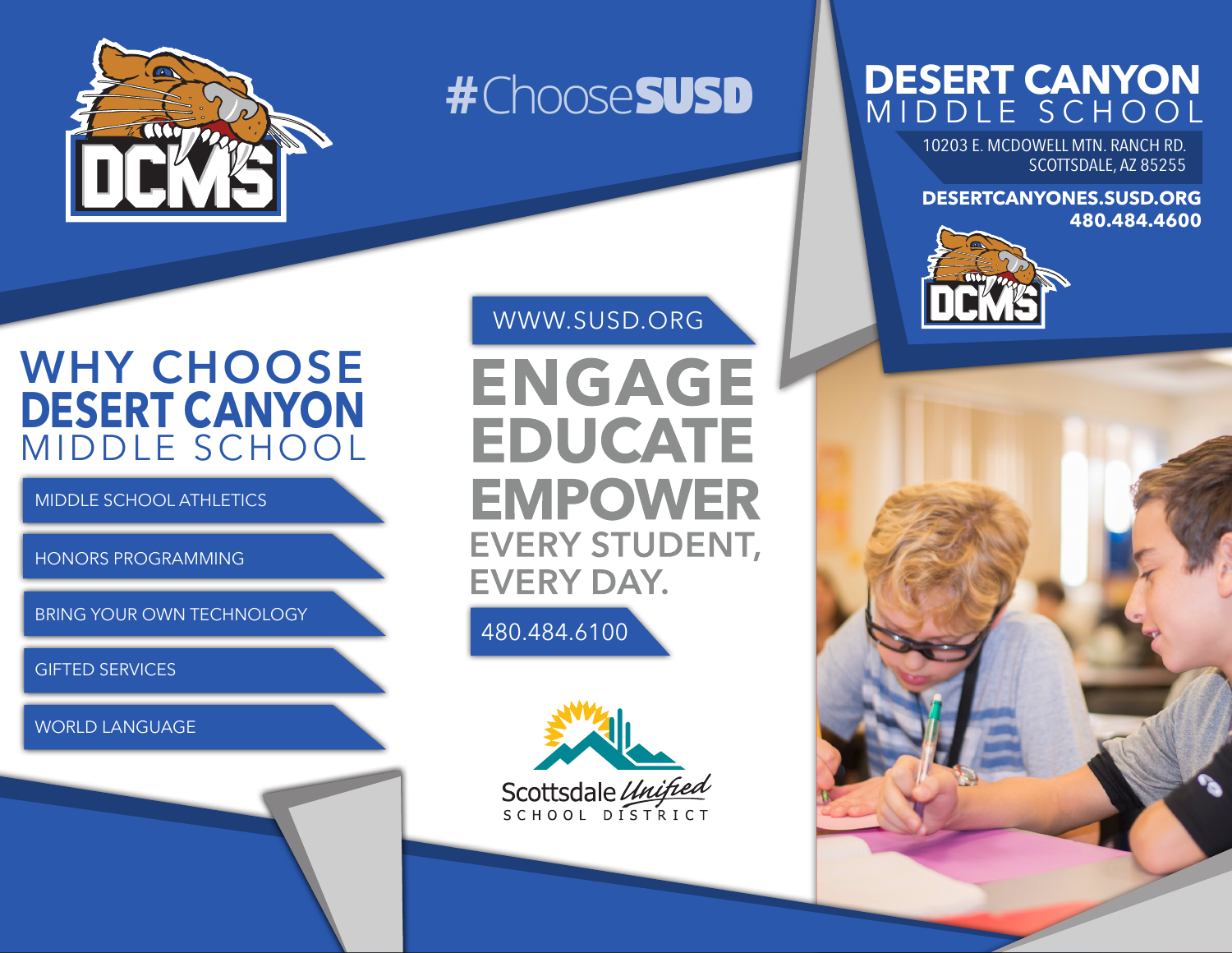# #ChooseSUSD

## DESERT CANYON MIDDLE SCHOOL

10203 E. MCDOWELL MTN. RANCH RD.
SCOTTSDALE, AZ 85255

**DESERTCANYONES.SUSD.ORG**
**480.484.4600**

## WHY CHOOSE DESERT CANYON MIDDLE SCHOOL

- MIDDLE SCHOOL ATHLETICS
- HONORS PROGRAMMING
- BRING YOUR OWN TECHNOLOGY
- GIFTED SERVICES
- WORLD LANGUAGE

WWW.SUSD.ORG

# ENGAGE EDUCATE EMPOWER

## EVERY STUDENT, EVERY DAY.

480.484.6100

Scottsdale Unified
SCHOOL DISTRICT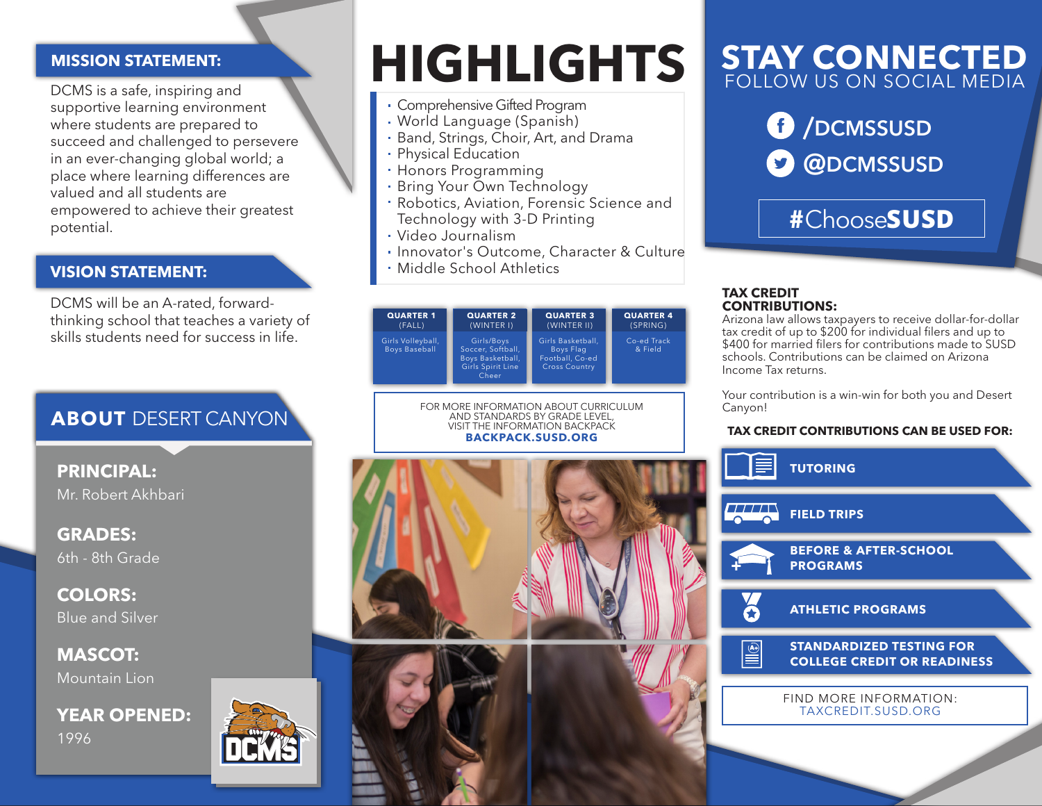## MISSION STATEMENT:

DCMS is a safe, inspiring and supportive learning environment where students are prepared to succeed and challenged to persevere in an ever-changing global world; a place where learning differences are valued and all students are empowered to achieve their greatest potential.

## VISION STATEMENT:

DCMS will be an A-rated, forward-thinking school that teaches a variety of skills students need for success in life.

## ABOUT DESERT CANYON

**PRINCIPAL:**
Mr. Robert Akhbari

**GRADES:**
6th - 8th Grade

**COLORS:**
Blue and Silver

**MASCOT:**
Mountain Lion

**YEAR OPENED:**
1996

# HIGHLIGHTS

- Comprehensive Gifted Program
- World Language (Spanish)
- Band, Strings, Choir, Art, and Drama
- Physical Education
- Honors Programming
- Bring Your Own Technology
- Robotics, Aviation, Forensic Science and Technology with 3-D Printing
- Video Journalism
- Innovator's Outcome, Character & Culture
- Middle School Athletics

| QUARTER 1 (FALL) | QUARTER 2 (WINTER I) | QUARTER 3 (WINTER II) | QUARTER 4 (SPRING) |
|---|---|---|---|
| Girls Volleyball, Boys Baseball | Girls/Boys Soccer, Softball, Boys Basketball, Girls Spirit Line Cheer | Girls Basketball, Boys Flag Football, Co-ed Cross Country | Co-ed Track & Field |

FOR MORE INFORMATION ABOUT CURRICULUM AND STANDARDS BY GRADE LEVEL, VISIT THE INFORMATION BACKPACK
**BACKPACK.SUSD.ORG**

# STAY CONNECTED

FOLLOW US ON SOCIAL MEDIA

/DCMSSUSD

@DCMSSUSD

#Choose**SUSD**

## TAX CREDIT CONTRIBUTIONS:

Arizona law allows taxpayers to receive dollar-for-dollar tax credit of up to $200 for individual filers and up to $400 for married filers for contributions made to SUSD schools. Contributions can be claimed on Arizona Income Tax returns.

Your contribution is a win-win for both you and Desert Canyon!

**TAX CREDIT CONTRIBUTIONS CAN BE USED FOR:**

- TUTORING
- FIELD TRIPS
- BEFORE & AFTER-SCHOOL PROGRAMS
- ATHLETIC PROGRAMS
- STANDARDIZED TESTING FOR COLLEGE CREDIT OR READINESS

FIND MORE INFORMATION:
TAXCREDIT.SUSD.ORG